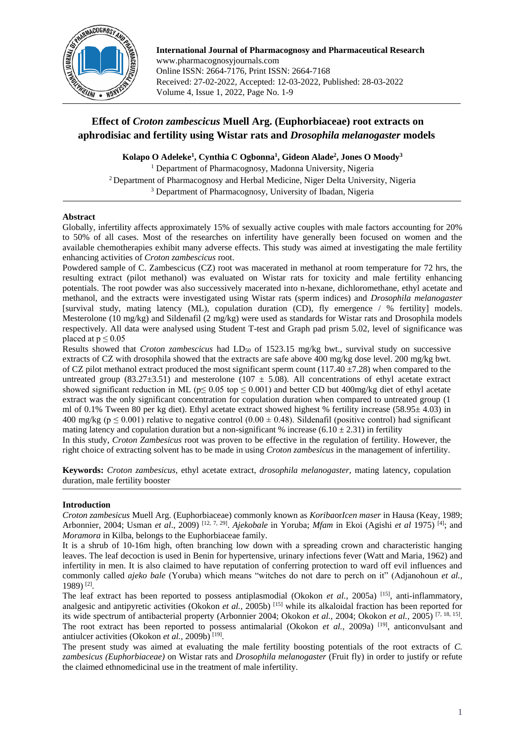**International Journal of Pharmacognosy and Pharmaceutical Research**
www.pharmacognosyjournals.com
Online ISSN: 2664-7176, Print ISSN: 2664-7168
Received: 27-02-2022, Accepted: 12-03-2022, Published: 28-03-2022
Volume 4, Issue 1, 2022, Page No. 1-9

# Effect of *Croton zambescicus* Muell Arg. (Euphorbiaceae) root extracts on aphrodisiac and fertility using Wistar rats and *Drosophila melanogaster* models

**Kolapo O Adeleke[1], Cynthia C Ogbonna[1], Gideon Alade[2], Jones O Moody[3]**

[1] Department of Pharmacognosy, Madonna University, Nigeria
[2] Department of Pharmacognosy and Herbal Medicine, Niger Delta University, Nigeria
[3] Department of Pharmacognosy, University of Ibadan, Nigeria

## Abstract

Globally, infertility affects approximately 15% of sexually active couples with male factors accounting for 20% to 50% of all cases. Most of the researches on infertility have generally been focused on women and the available chemotherapies exhibit many adverse effects. This study was aimed at investigating the male fertility enhancing activities of *Croton zambescicus* root.

Powdered sample of C. Zambescicus (CZ) root was macerated in methanol at room temperature for 72 hrs, the resulting extract (pilot methanol) was evaluated on Wistar rats for toxicity and male fertility enhancing potentials. The root powder was also successively macerated into n-hexane, dichloromethane, ethyl acetate and methanol, and the extracts were investigated using Wistar rats (sperm indices) and *Drosophila melanogaster* [survival study, mating latency (ML), copulation duration (CD), fly emergence / % fertility] models. Mesterolone (10 mg/kg) and Sildenafil (2 mg/kg) were used as standards for Wistar rats and Drosophila models respectively. All data were analysed using Student T-test and Graph pad prism 5.02, level of significance was placed at $p \leq 0.05$

Results showed that *Croton zambescicus* had $LD_{50}$ of 1523.15 mg/kg bwt., survival study on successive extracts of CZ with drosophila showed that the extracts are safe above 400 mg/kg dose level. 200 mg/kg bwt. of CZ pilot methanol extract produced the most significant sperm count (117.40 $\pm$7.28) when compared to the untreated group (83.27$\pm$3.51) and mesterolone (107 $\pm$ 5.08). All concentrations of ethyl acetate extract showed significant reduction in ML ($p \leq 0.05$ top $\leq 0.001$) and better CD but 400mg/kg diet of ethyl acetate extract was the only significant concentration for copulation duration when compared to untreated group (1 ml of 0.1% Tween 80 per kg diet). Ethyl acetate extract showed highest % fertility increase (58.95$\pm$ 4.03) in 400 mg/kg ($p \leq 0.001$) relative to negative control (0.00 $\pm$ 0.48). Sildenafil (positive control) had significant mating latency and copulation duration but a non-significant % increase (6.10 $\pm$ 2.31) in fertility

In this study, *Croton Zambesicus* root was proven to be effective in the regulation of fertility. However, the right choice of extracting solvent has to be made in using *Croton zambesicus* in the management of infertility.

**Keywords:** *Croton zambesicus,* ethyl acetate extract, *drosophila melanogaster,* mating latency, copulation duration, male fertility booster

## Introduction

*Croton zambesicus* Muell Arg. (Euphorbiaceae) commonly known as *Koriba*or*Icen maser* in Hausa (Keay, 1989; Arbonnier, 2004; Usman *et al*., 2009) [12, 7, 29]. *Ajekobale* in Yoruba; *Mfam* in Ekoi (Agishi *et al* 1975) [4]; and *Moramora* in Kilba, belongs to the Euphorbiaceae family.

It is a shrub of 10-16m high, often branching low down with a spreading crown and characteristic hanging leaves. The leaf decoction is used in Benin for hypertensive, urinary infections fever (Watt and Maria, 1962) and infertility in men. It is also claimed to have reputation of conferring protection to ward off evil influences and commonly called *ajeko bale* (Yoruba) which means "witches do not dare to perch on it" (Adjanohoun *et al.*, 1989) [2].

The leaf extract has been reported to possess antiplasmodial (Okokon *et al.*, 2005a) [15], anti-inflammatory, analgesic and antipyretic activities (Okokon *et al.*, 2005b) [15] while its alkaloidal fraction has been reported for its wide spectrum of antibacterial property (Arbonnier 2004; Okokon *et al.*, 2004; Okokon *et al.*, 2005) [7, 18, 15]. The root extract has been reported to possess antimalarial (Okokon *et al.*, 2009a) [19], anticonvulsant and antiulcer activities (Okokon *et al.*, 2009b) [19].

The present study was aimed at evaluating the male fertility boosting potentials of the root extracts of *C. zambesicus (Euphorbiaceae)* on Wistar rats and *Drosophila melanogaster* (Fruit fly) in order to justify or refute the claimed ethnomedicinal use in the treatment of male infertility.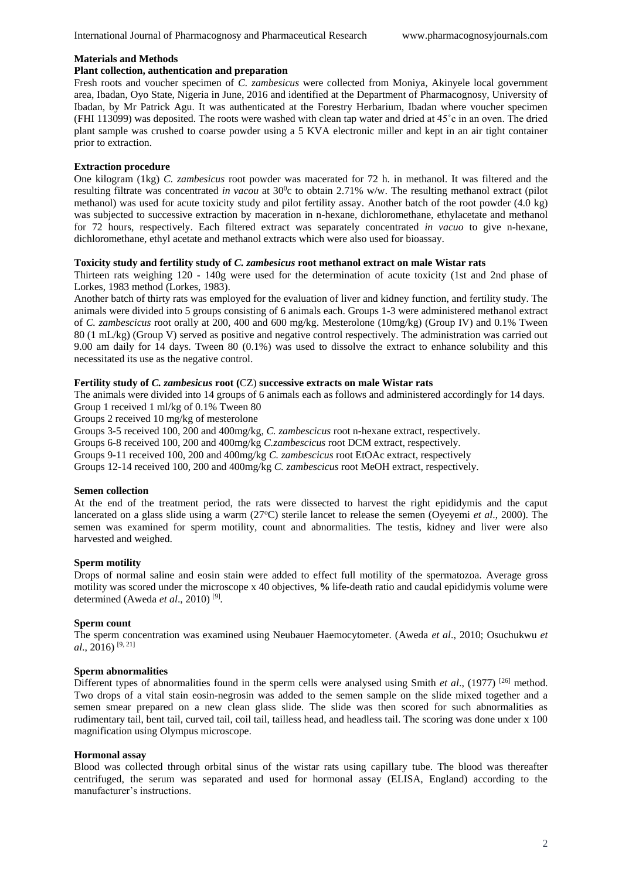## Materials and Methods

### Plant collection, authentication and preparation

Fresh roots and voucher specimen of *C. zambesicus* were collected from Moniya, Akinyele local government area, Ibadan, Oyo State, Nigeria in June, 2016 and identified at the Department of Pharmacognosy, University of Ibadan, by Mr Patrick Agu. It was authenticated at the Forestry Herbarium, Ibadan where voucher specimen (FHI 113099) was deposited. The roots were washed with clean tap water and dried at 45˚c in an oven. The dried plant sample was crushed to coarse powder using a 5 KVA electronic miller and kept in an air tight container prior to extraction.

### Extraction procedure

One kilogram (1kg) *C. zambesicus* root powder was macerated for 72 h. in methanol. It was filtered and the resulting filtrate was concentrated *in vacou* at $30^0$c to obtain 2.71% w/w. The resulting methanol extract (pilot methanol) was used for acute toxicity study and pilot fertility assay. Another batch of the root powder (4.0 kg) was subjected to successive extraction by maceration in n-hexane, dichloromethane, ethylacetate and methanol for 72 hours, respectively. Each filtered extract was separately concentrated *in vacuo* to give n-hexane, dichloromethane, ethyl acetate and methanol extracts which were also used for bioassay.

### Toxicity study and fertility study of *C. zambesicus* root methanol extract on male Wistar rats

Thirteen rats weighing 120 - 140g were used for the determination of acute toxicity (1st and 2nd phase of Lorkes, 1983 method (Lorkes, 1983).

Another batch of thirty rats was employed for the evaluation of liver and kidney function, and fertility study. The animals were divided into 5 groups consisting of 6 animals each. Groups 1-3 were administered methanol extract of *C. zambescicus* root orally at 200, 400 and 600 mg/kg. Mesterolone (10mg/kg) (Group IV) and 0.1% Tween 80 (1 mL/kg) (Group V) served as positive and negative control respectively. The administration was carried out 9.00 am daily for 14 days. Tween 80 (0.1%) was used to dissolve the extract to enhance solubility and this necessitated its use as the negative control.

### Fertility study of *C. zambesicus* root (CZ) successive extracts on male Wistar rats

The animals were divided into 14 groups of 6 animals each as follows and administered accordingly for 14 days.

Group 1 received 1 ml/kg of 0.1% Tween 80

Groups 2 received 10 mg/kg of mesterolone

Groups 3-5 received 100, 200 and 400mg/kg, *C. zambescicus* root n-hexane extract, respectively.

Groups 6-8 received 100, 200 and 400mg/kg *C.zambescicus* root DCM extract, respectively.

Groups 9-11 received 100, 200 and 400mg/kg *C. zambescicus* root EtOAc extract, respectively

Groups 12-14 received 100, 200 and 400mg/kg *C. zambescicus* root MeOH extract, respectively.

### Semen collection

At the end of the treatment period, the rats were dissected to harvest the right epididymis and the caput lancerated on a glass slide using a warm (27$^o$C) sterile lancet to release the semen (Oyeyemi *et al*., 2000). The semen was examined for sperm motility, count and abnormalities. The testis, kidney and liver were also harvested and weighed.

### Sperm motility

Drops of normal saline and eosin stain were added to effect full motility of the spermatozoa. Average gross motility was scored under the microscope x 40 objectives, **%** life-death ratio and caudal epididymis volume were determined (Aweda *et al*., 2010) [9].

### Sperm count

The sperm concentration was examined using Neubauer Haemocytometer. (Aweda *et al*., 2010; Osuchukwu *et al*., 2016) [9, 21]

### Sperm abnormalities

Different types of abnormalities found in the sperm cells were analysed using Smith *et al*., (1977) [26] method. Two drops of a vital stain eosin-negrosin was added to the semen sample on the slide mixed together and a semen smear prepared on a new clean glass slide. The slide was then scored for such abnormalities as rudimentary tail, bent tail, curved tail, coil tail, tailless head, and headless tail. The scoring was done under x 100 magnification using Olympus microscope.

### Hormonal assay

Blood was collected through orbital sinus of the wistar rats using capillary tube. The blood was thereafter centrifuged, the serum was separated and used for hormonal assay (ELISA, England) according to the manufacturer's instructions.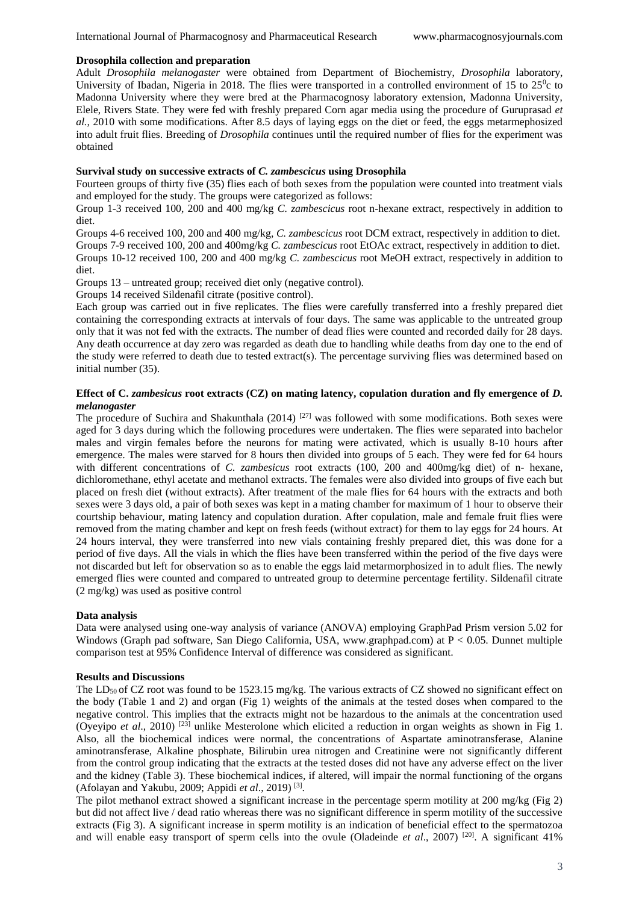**Drosophila collection and preparation**

Adult *Drosophila melanogaster* were obtained from Department of Biochemistry, *Drosophila* laboratory, University of Ibadan, Nigeria in 2018. The flies were transported in a controlled environment of 15 to 25$^0$c to Madonna University where they were bred at the Pharmacognosy laboratory extension, Madonna University, Elele, Rivers State. They were fed with freshly prepared Corn agar media using the procedure of Guruprasad *et al.,* 2010 with some modifications. After 8.5 days of laying eggs on the diet or feed, the eggs metarmephosized into adult fruit flies. Breeding of *Drosophila* continues until the required number of flies for the experiment was obtained

**Survival study on successive extracts of *C. zambescicus* using Drosophila**

Fourteen groups of thirty five (35) flies each of both sexes from the population were counted into treatment vials and employed for the study. The groups were categorized as follows:

Group 1-3 received 100, 200 and 400 mg/kg *C. zambescicus* root n-hexane extract, respectively in addition to diet.

Groups 4-6 received 100, 200 and 400 mg/kg, *C. zambescicus* root DCM extract, respectively in addition to diet.

Groups 7-9 received 100, 200 and 400mg/kg *C. zambescicus* root EtOAc extract, respectively in addition to diet.

Groups 10-12 received 100, 200 and 400 mg/kg *C. zambescicus* root MeOH extract, respectively in addition to diet.

Groups 13 – untreated group; received diet only (negative control).

Groups 14 received Sildenafil citrate (positive control).

Each group was carried out in five replicates. The flies were carefully transferred into a freshly prepared diet containing the corresponding extracts at intervals of four days. The same was applicable to the untreated group only that it was not fed with the extracts. The number of dead flies were counted and recorded daily for 28 days. Any death occurrence at day zero was regarded as death due to handling while deaths from day one to the end of the study were referred to death due to tested extract(s). The percentage surviving flies was determined based on initial number (35).

**Effect of C. *zambesicus* root extracts (CZ) on mating latency, copulation duration and fly emergence of *D. melanogaster***

The procedure of Suchira and Shakunthala (2014) [27] was followed with some modifications. Both sexes were aged for 3 days during which the following procedures were undertaken. The flies were separated into bachelor males and virgin females before the neurons for mating were activated, which is usually 8-10 hours after emergence. The males were starved for 8 hours then divided into groups of 5 each. They were fed for 64 hours with different concentrations of *C. zambesicus* root extracts (100, 200 and 400mg/kg diet) of n- hexane, dichloromethane, ethyl acetate and methanol extracts. The females were also divided into groups of five each but placed on fresh diet (without extracts). After treatment of the male flies for 64 hours with the extracts and both sexes were 3 days old, a pair of both sexes was kept in a mating chamber for maximum of 1 hour to observe their courtship behaviour, mating latency and copulation duration. After copulation, male and female fruit flies were removed from the mating chamber and kept on fresh feeds (without extract) for them to lay eggs for 24 hours. At 24 hours interval, they were transferred into new vials containing freshly prepared diet, this was done for a period of five days. All the vials in which the flies have been transferred within the period of the five days were not discarded but left for observation so as to enable the eggs laid metarmorphosized in to adult flies. The newly emerged flies were counted and compared to untreated group to determine percentage fertility. Sildenafil citrate (2 mg/kg) was used as positive control

**Data analysis**

Data were analysed using one-way analysis of variance (ANOVA) employing GraphPad Prism version 5.02 for Windows (Graph pad software, San Diego California, USA, www.graphpad.com) at $P < 0.05$. Dunnet multiple comparison test at 95% Confidence Interval of difference was considered as significant.

**Results and Discussions**

The $LD_{50}$ of CZ root was found to be 1523.15 mg/kg. The various extracts of CZ showed no significant effect on the body (Table 1 and 2) and organ (Fig 1) weights of the animals at the tested doses when compared to the negative control. This implies that the extracts might not be hazardous to the animals at the concentration used (Oyeyipo *et al*., 2010) [23] unlike Mesterolone which elicited a reduction in organ weights as shown in Fig 1. Also, all the biochemical indices were normal, the concentrations of Aspartate aminotransferase, Alanine aminotransferase, Alkaline phosphate, Bilirubin urea nitrogen and Creatinine were not significantly different from the control group indicating that the extracts at the tested doses did not have any adverse effect on the liver and the kidney (Table 3). These biochemical indices, if altered, will impair the normal functioning of the organs (Afolayan and Yakubu, 2009; Appidi *et al*., 2019) [3].

The pilot methanol extract showed a significant increase in the percentage sperm motility at 200 mg/kg (Fig 2) but did not affect live / dead ratio whereas there was no significant difference in sperm motility of the successive extracts (Fig 3). A significant increase in sperm motility is an indication of beneficial effect to the spermatozoa and will enable easy transport of sperm cells into the ovule (Oladeinde *et al*., 2007) [20]. A significant 41%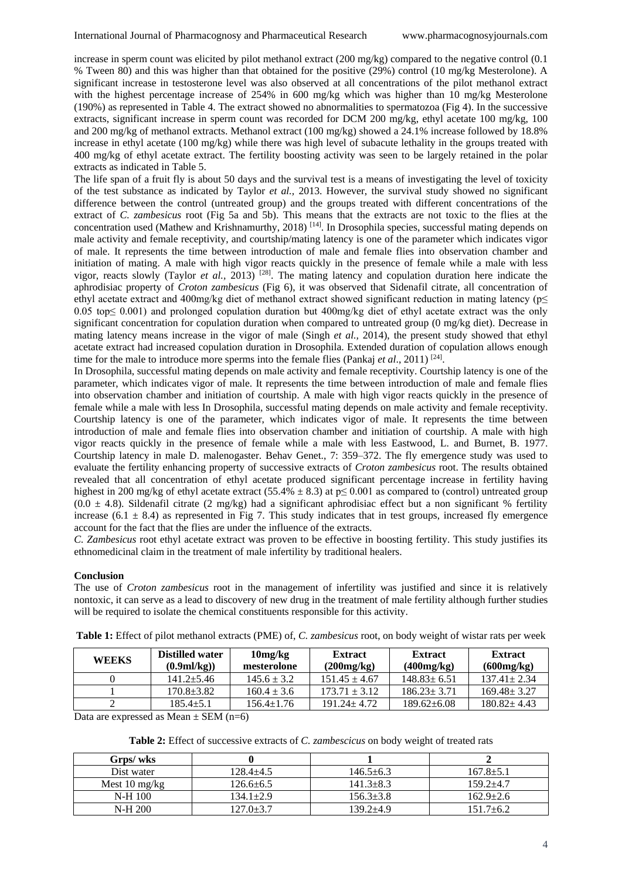increase in sperm count was elicited by pilot methanol extract (200 mg/kg) compared to the negative control (0.1 % Tween 80) and this was higher than that obtained for the positive (29%) control (10 mg/kg Mesterolone). A significant increase in testosterone level was also observed at all concentrations of the pilot methanol extract with the highest percentage increase of 254% in 600 mg/kg which was higher than 10 mg/kg Mesterolone (190%) as represented in Table 4. The extract showed no abnormalities to spermatozoa (Fig 4). In the successive extracts, significant increase in sperm count was recorded for DCM 200 mg/kg, ethyl acetate 100 mg/kg, 100 and 200 mg/kg of methanol extracts. Methanol extract (100 mg/kg) showed a 24.1% increase followed by 18.8% increase in ethyl acetate (100 mg/kg) while there was high level of subacute lethality in the groups treated with 400 mg/kg of ethyl acetate extract. The fertility boosting activity was seen to be largely retained in the polar extracts as indicated in Table 5.

The life span of a fruit fly is about 50 days and the survival test is a means of investigating the level of toxicity of the test substance as indicated by Taylor *et al.,* 2013. However, the survival study showed no significant difference between the control (untreated group) and the groups treated with different concentrations of the extract of *C. zambesicus* root (Fig 5a and 5b). This means that the extracts are not toxic to the flies at the concentration used (Mathew and Krishnamurthy, 2018) [14]. In Drosophila species, successful mating depends on male activity and female receptivity, and courtship/mating latency is one of the parameter which indicates vigor of male. It represents the time between introduction of male and female flies into observation chamber and initiation of mating. A male with high vigor reacts quickly in the presence of female while a male with less vigor, reacts slowly (Taylor *et al.,* 2013) [28]. The mating latency and copulation duration here indicate the aphrodisiac property of *Croton zambesicus* (Fig 6), it was observed that Sidenafil citrate, all concentration of ethyl acetate extract and 400mg/kg diet of methanol extract showed significant reduction in mating latency ($p \leq 0.05$ to$p \leq 0.001$) and prolonged copulation duration but 400mg/kg diet of ethyl acetate extract was the only significant concentration for copulation duration when compared to untreated group (0 mg/kg diet). Decrease in mating latency means increase in the vigor of male (Singh *et al.,* 2014), the present study showed that ethyl acetate extract had increased copulation duration in Drosophila. Extended duration of copulation allows enough time for the male to introduce more sperms into the female flies (Pankaj *et al*., 2011) [24].

In Drosophila, successful mating depends on male activity and female receptivity. Courtship latency is one of the parameter, which indicates vigor of male. It represents the time between introduction of male and female flies into observation chamber and initiation of courtship. A male with high vigor reacts quickly in the presence of female while a male with less In Drosophila, successful mating depends on male activity and female receptivity. Courtship latency is one of the parameter, which indicates vigor of male. It represents the time between introduction of male and female flies into observation chamber and initiation of courtship. A male with high vigor reacts quickly in the presence of female while a male with less Eastwood, L. and Burnet, B. 1977. Courtship latency in male D. malenogaster. Behav Genet., 7: 359–372. The fly emergence study was used to evaluate the fertility enhancing property of successive extracts of *Croton zambesicus* root. The results obtained revealed that all concentration of ethyl acetate produced significant percentage increase in fertility having highest in 200 mg/kg of ethyl acetate extract (55.4% ± 8.3) at $p \leq 0.001$ as compared to (control) untreated group (0.0 ± 4.8). Sildenafil citrate (2 mg/kg) had a significant aphrodisiac effect but a non significant % fertility increase (6.1 ± 8.4) as represented in Fig 7. This study indicates that in test groups, increased fly emergence account for the fact that the flies are under the influence of the extracts.

*C. Zambesicus* root ethyl acetate extract was proven to be effective in boosting fertility. This study justifies its ethnomedicinal claim in the treatment of male infertility by traditional healers.

## Conclusion

The use of *Croton zambesicus* root in the management of infertility was justified and since it is relatively nontoxic, it can serve as a lead to discovery of new drug in the treatment of male fertility although further studies will be required to isolate the chemical constituents responsible for this activity.

**Table 1:** Effect of pilot methanol extracts (PME) of, *C. zambesicus* root, on body weight of wistar rats per week

| WEEKS | Distilled water (0.9ml/kg)) | 10mg/kg mesterolone | Extract (200mg/kg) | Extract (400mg/kg) | Extract (600mg/kg) |
|---|---|---|---|---|---|
| 0 | 141.2±5.46 | 145.6 ± 3.2 | 151.45 ± 4.67 | 148.83± 6.51 | 137.41± 2.34 |
| 1 | 170.8±3.82 | 160.4 ± 3.6 | 173.71 ± 3.12 | 186.23± 3.71 | 169.48± 3.27 |
| 2 | 185.4±5.1 | 156.4±1.76 | 191.24± 4.72 | 189.62±6.08 | 180.82± 4.43 |

Data are expressed as Mean ± SEM (n=6)

**Table 2:** Effect of successive extracts of *C. zambescicus* on body weight of treated rats

| Grps/ wks | 0 | 1 | 2 |
|---|---|---|---|
| Dist water | 128.4±4.5 | 146.5±6.3 | 167.8±5.1 |
| Mest 10 mg/kg | 126.6±6.5 | 141.3±8.3 | 159.2±4.7 |
| N-H 100 | 134.1±2.9 | 156.3±3.8 | 162.9±2.6 |
| N-H 200 | 127.0±3.7 | 139.2±4.9 | 151.7±6.2 |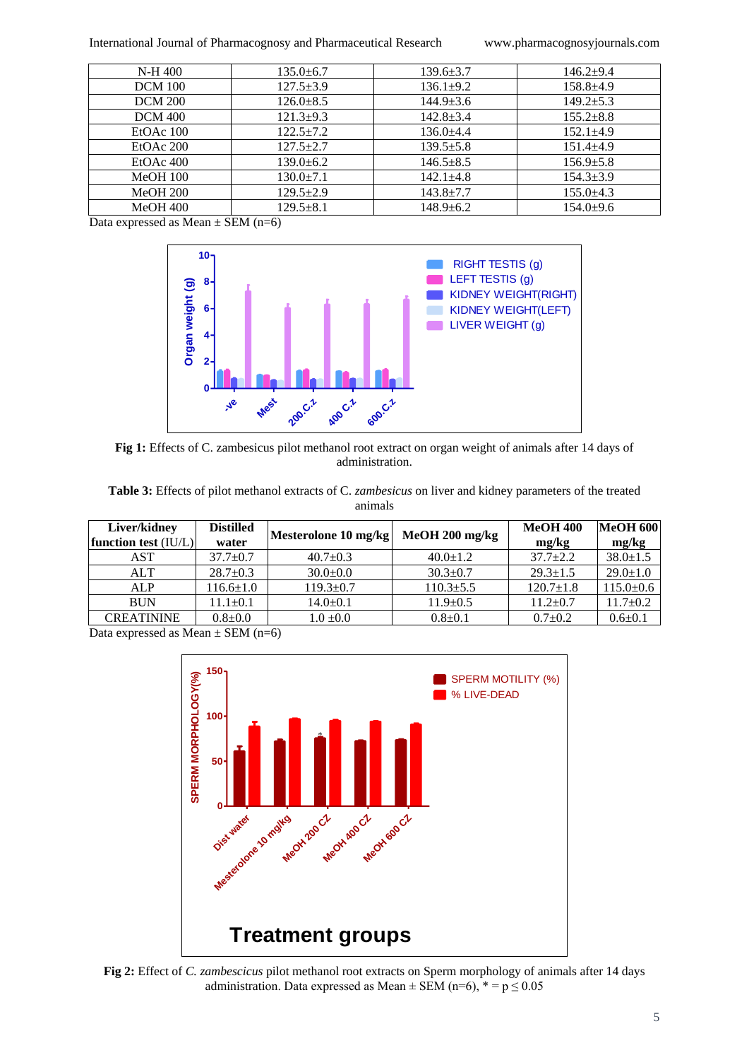| N-H 400 | 135.0±6.7 | 139.6±3.7 | 146.2±9.4 |
|---|---|---|---|
| DCM 100 | 127.5±3.9 | 136.1±9.2 | 158.8±4.9 |
| DCM 200 | 126.0±8.5 | 144.9±3.6 | 149.2±5.3 |
| DCM 400 | 121.3±9.3 | 142.8±3.4 | 155.2±8.8 |
| EtOAc 100 | 122.5±7.2 | 136.0±4.4 | 152.1±4.9 |
| EtOAc 200 | 127.5±2.7 | 139.5±5.8 | 151.4±4.9 |
| EtOAc 400 | 139.0±6.2 | 146.5±8.5 | 156.9±5.8 |
| MeOH 100 | 130.0±7.1 | 142.1±4.8 | 154.3±3.9 |
| MeOH 200 | 129.5±2.9 | 143.8±7.7 | 155.0±4.3 |
| MeOH 400 | 129.5±8.1 | 148.9±6.2 | 154.0±9.6 |

Data expressed as Mean ± SEM (n=6)

**Fig 1:** Effects of C. zambesicus pilot methanol root extract on organ weight of animals after 14 days of administration.

**Table 3:** Effects of pilot methanol extracts of C. *zambesicus* on liver and kidney parameters of the treated animals

| Liver/kidney function test (IU/L) | Distilled water | Mesterolone 10 mg/kg | MeOH 200 mg/kg | MeOH 400 mg/kg | MeOH 600 mg/kg |
|---|---|---|---|---|---|
| AST | 37.7±0.7 | 40.7±0.3 | 40.0±1.2 | 37.7±2.2 | 38.0±1.5 |
| ALT | 28.7±0.3 | 30.0±0.0 | 30.3±0.7 | 29.3±1.5 | 29.0±1.0 |
| ALP | 116.6±1.0 | 119.3±0.7 | 110.3±5.5 | 120.7±1.8 | 115.0±0.6 |
| BUN | 11.1±0.1 | 14.0±0.1 | 11.9±0.5 | 11.2±0.7 | 11.7±0.2 |
| CREATININE | 0.8±0.0 | 1.0 ±0.0 | 0.8±0.1 | 0.7±0.2 | 0.6±0.1 |

Data expressed as Mean ± SEM (n=6)

**Fig 2:** Effect of *C. zambescicus* pilot methanol root extracts on Sperm morphology of animals after 14 days administration. Data expressed as Mean ± SEM (n=6), * = $p \leq 0.05$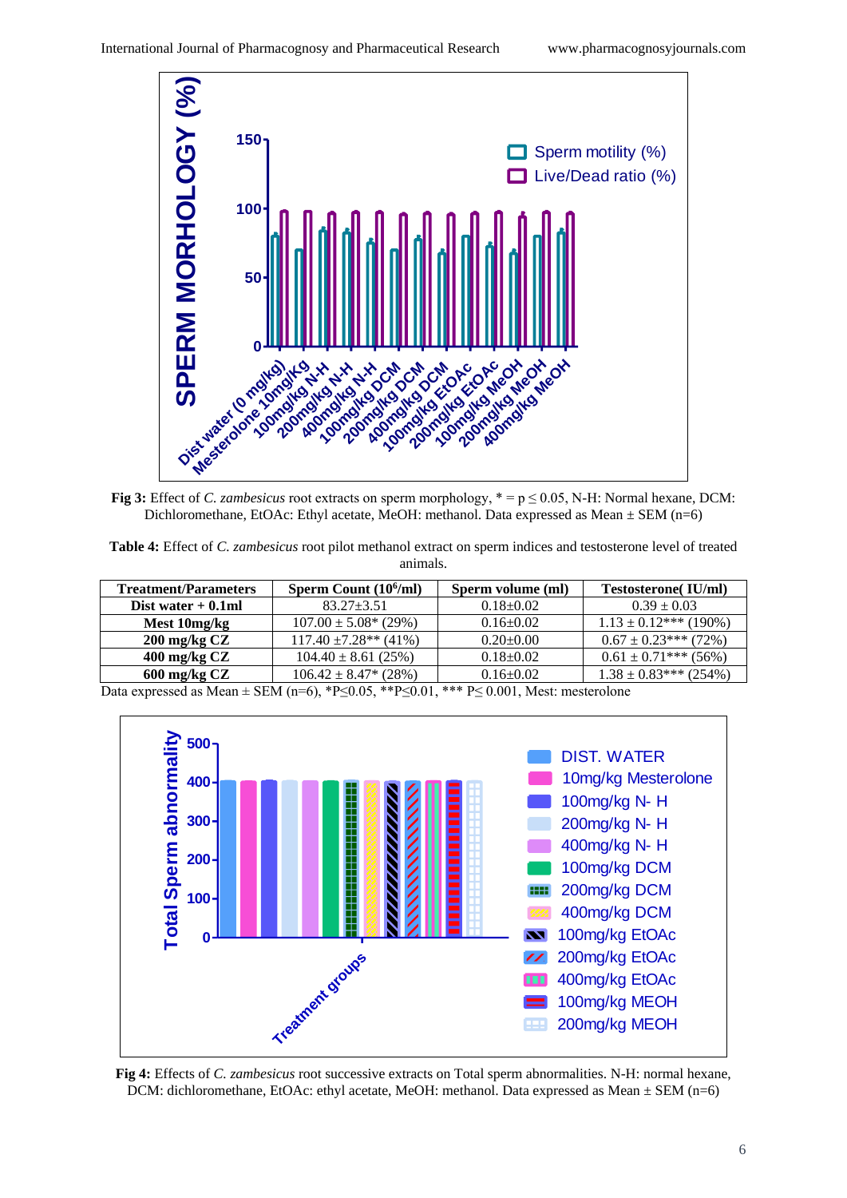Fig 3: Effect of *C. zambesicus* root extracts on sperm morphology, * = p ≤ 0.05, N-H: Normal hexane, DCM: Dichloromethane, EtOAc: Ethyl acetate, MeOH: methanol. Data expressed as Mean ± SEM (n=6)

**Table 4:** Effect of *C. zambesicus* root pilot methanol extract on sperm indices and testosterone level of treated animals.

| Treatment/Parameters | Sperm Count ($10^6$/ml) | Sperm volume (ml) | Testosterone( IU/ml) |
|---|---|---|---|
| **Dist water + 0.1ml** | 83.27±3.51 | 0.18±0.02 | 0.39 ± 0.03 |
| **Mest 10mg/kg** | 107.00 ± 5.08* (29%) | 0.16±0.02 | 1.13 ± 0.12*** (190%) |
| **200 mg/kg CZ** | 117.40 ±7.28** (41%) | 0.20±0.00 | 0.67 ± 0.23*** (72%) |
| **400 mg/kg CZ** | 104.40 ± 8.61 (25%) | 0.18±0.02 | 0.61 ± 0.71*** (56%) |
| **600 mg/kg CZ** | 106.42 ± 8.47* (28%) | 0.16±0.02 | 1.38 ± 0.83*** (254%) |

Data expressed as Mean ± SEM (n=6), *P≤0.05, **P≤0.01, *** P≤ 0.001, Mest: mesterolone

**Fig 4:** Effects of *C. zambesicus* root successive extracts on Total sperm abnormalities. N-H: normal hexane, DCM: dichloromethane, EtOAc: ethyl acetate, MeOH: methanol. Data expressed as Mean ± SEM (n=6)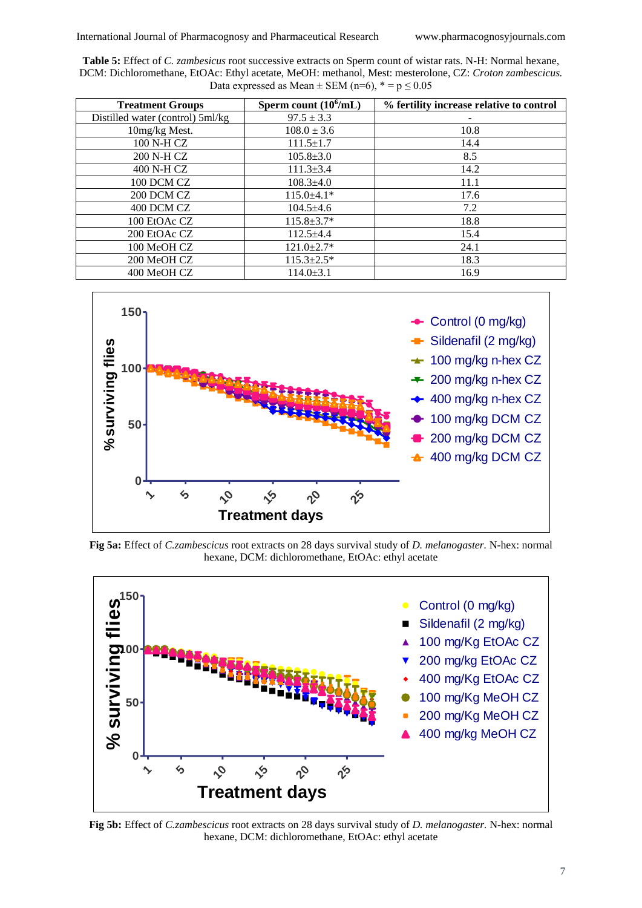**Table 5:** Effect of *C. zambesicus* root successive extracts on Sperm count of wistar rats. N-H: Normal hexane, DCM: Dichloromethane, EtOAc: Ethyl acetate, MeOH: methanol, Mest: mesterolone, CZ: *Croton zambescicus.* Data expressed as Mean ± SEM (n=6), * = p ≤ 0.05

| Treatment Groups | Sperm count ($10^6$/mL) | % fertility increase relative to control |
|---|---|---|
| Distilled water (control) 5ml/kg | 97.5 ± 3.3 | - |
| 10mg/kg Mest. | 108.0 ± 3.6 | 10.8 |
| 100 N-H CZ | 111.5±1.7 | 14.4 |
| 200 N-H CZ | 105.8±3.0 | 8.5 |
| 400 N-H CZ | 111.3±3.4 | 14.2 |
| 100 DCM CZ | 108.3±4.0 | 11.1 |
| 200 DCM CZ | 115.0±4.1* | 17.6 |
| 400 DCM CZ | 104.5±4.6 | 7.2 |
| 100 EtOAc CZ | 115.8±3.7* | 18.8 |
| 200 EtOAc CZ | 112.5±4.4 | 15.4 |
| 100 MeOH CZ | 121.0±2.7* | 24.1 |
| 200 MeOH CZ | 115.3±2.5* | 18.3 |
| 400 MeOH CZ | 114.0±3.1 | 16.9 |

**Fig 5a:** Effect of *C.zambescicus* root extracts on 28 days survival study of *D. melanogaster.* N-hex: normal hexane, DCM: dichloromethane, EtOAc: ethyl acetate

**Fig 5b:** Effect of *C.zambescicus* root extracts on 28 days survival study of *D. melanogaster.* N-hex: normal hexane, DCM: dichloromethane, EtOAc: ethyl acetate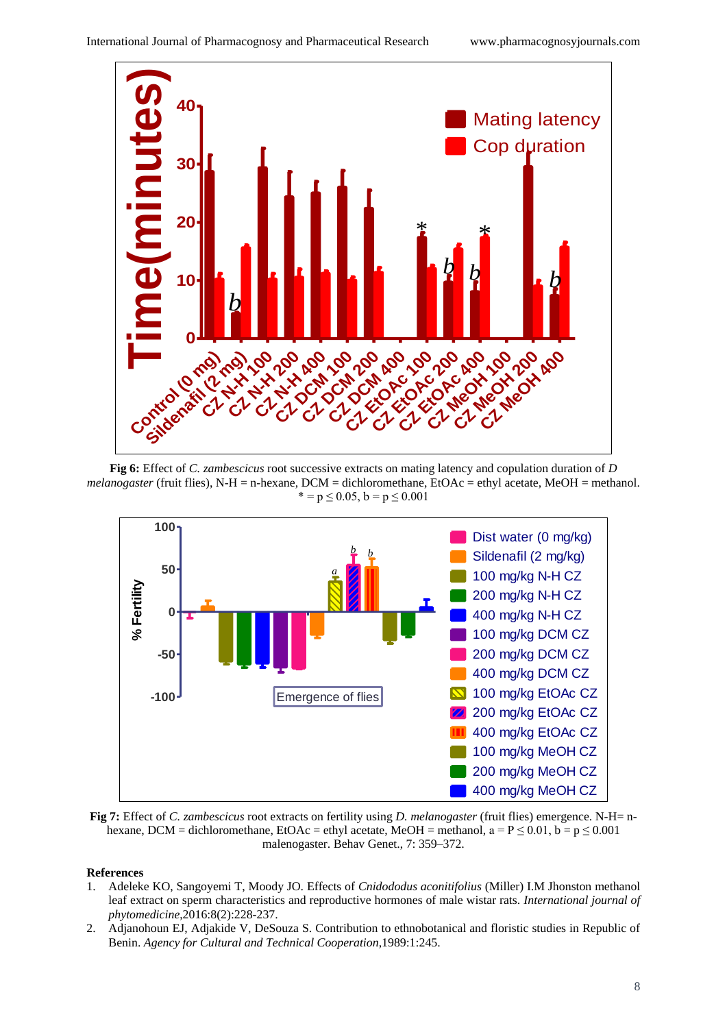**Fig 6:** Effect of *C. zambescicus* root successive extracts on mating latency and copulation duration of *D melanogaster* (fruit flies), N-H = n-hexane, DCM = dichloromethane, EtOAc = ethyl acetate, MeOH = methanol. * = $p \leq 0.05$, b = $p \leq 0.001$

**Fig 7:** Effect of *C. zambescicus* root extracts on fertility using *D. melanogaster* (fruit flies) emergence. N-H= n-hexane, DCM = dichloromethane, EtOAc = ethyl acetate, MeOH = methanol, a = $P \leq 0.01$, b = $p \leq 0.001$

malenogaster. Behav Genet., 7: 359–372.

## References

1. Adeleke KO, Sangoyemi T, Moody JO. Effects of *Cnidodus aconitifolius* (Miller) I.M Jhonston methanol leaf extract on sperm characteristics and reproductive hormones of male wistar rats. *International journal of phytomedicine*,2016:8(2):228-237.
2. Adjanohoun EJ, Adjakide V, DeSouza S. Contribution to ethnobotanical and floristic studies in Republic of Benin. *Agency for Cultural and Technical Cooperation*,1989:1:245.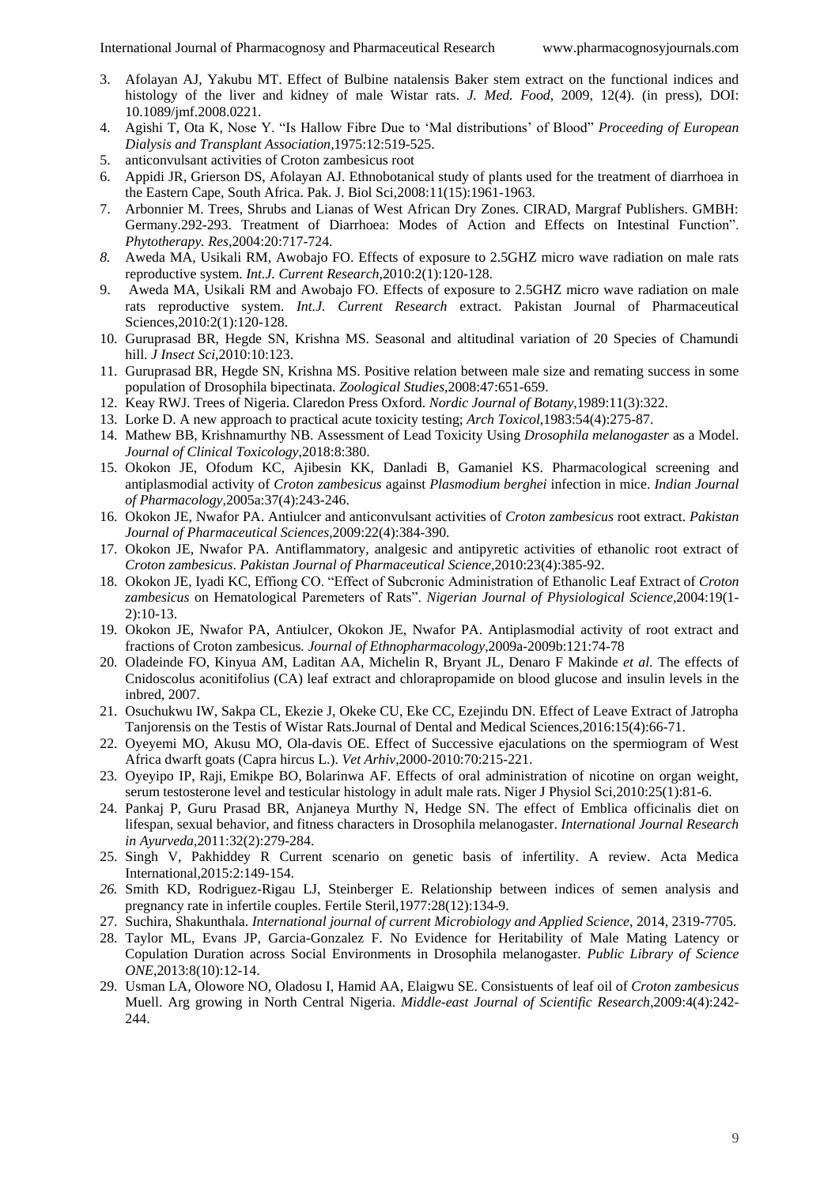3. Afolayan AJ, Yakubu MT. Effect of Bulbine natalensis Baker stem extract on the functional indices and histology of the liver and kidney of male Wistar rats. *J. Med. Food*, 2009, 12(4). (in press), DOI: 10.1089/jmf.2008.0221.
4. Agishi T, Ota K, Nose Y. "Is Hallow Fibre Due to 'Mal distributions' of Blood" *Proceeding of European Dialysis and Transplant Association*,1975:12:519-525.
5. anticonvulsant activities of Croton zambesicus root
6. Appidi JR, Grierson DS, Afolayan AJ. Ethnobotanical study of plants used for the treatment of diarrhoea in the Eastern Cape, South Africa. Pak. J. Biol Sci,2008:11(15):1961-1963.
7. Arbonnier M. Trees, Shrubs and Lianas of West African Dry Zones. CIRAD, Margraf Publishers. GMBH: Germany.292-293. Treatment of Diarrhoea: Modes of Action and Effects on Intestinal Function". *Phytotherapy. Res*,2004:20:717-724.
8. Aweda MA, Usikali RM, Awobajo FO. Effects of exposure to 2.5GHZ micro wave radiation on male rats reproductive system. *Int.J. Current Research*,2010:2(1):120-128.
9. Aweda MA, Usikali RM and Awobajo FO. Effects of exposure to 2.5GHZ micro wave radiation on male rats reproductive system. *Int.J. Current Research* extract. Pakistan Journal of Pharmaceutical Sciences,2010:2(1):120-128.
10. Guruprasad BR, Hegde SN, Krishna MS. Seasonal and altitudinal variation of 20 Species of Chamundi hill. *J Insect Sci*,2010:10:123.
11. Guruprasad BR, Hegde SN, Krishna MS. Positive relation between male size and remating success in some population of Drosophila bipectinata. *Zoological Studies*,2008:47:651-659.
12. Keay RWJ. Trees of Nigeria. Claredon Press Oxford. *Nordic Journal of Botany*,1989:11(3):322.
13. Lorke D. A new approach to practical acute toxicity testing; *Arch Toxicol*,1983:54(4):275-87.
14. Mathew BB, Krishnamurthy NB. Assessment of Lead Toxicity Using *Drosophila melanogaster* as a Model. *Journal of Clinical Toxicology*,2018:8:380.
15. Okokon JE, Ofodum KC, Ajibesin KK, Danladi B, Gamaniel KS. Pharmacological screening and antiplasmodial activity of *Croton zambesicus* against *Plasmodium berghei* infection in mice. *Indian Journal of Pharmacology*,2005a:37(4):243-246.
16. Okokon JE, Nwafor PA. Antiulcer and anticonvulsant activities of *Croton zambesicus* root extract. *Pakistan Journal of Pharmaceutical Sciences*,2009:22(4):384-390.
17. Okokon JE, Nwafor PA. Antiflammatory, analgesic and antipyretic activities of ethanolic root extract of *Croton zambesicus*. *Pakistan Journal of Pharmaceutical Science*,2010:23(4):385-92.
18. Okokon JE, Iyadi KC, Effiong CO. "Effect of Subcronic Administration of Ethanolic Leaf Extract of *Croton zambesicus* on Hematological Paremeters of Rats". *Nigerian Journal of Physiological Science*,2004:19(1-2):10-13.
19. Okokon JE, Nwafor PA, Antiulcer, Okokon JE, Nwafor PA. Antiplasmodial activity of root extract and fractions of Croton zambesicus. *Journal of Ethnopharmacology*,2009a-2009b:121:74-78
20. Oladeinde FO, Kinyua AM, Laditan AA, Michelin R, Bryant JL, Denaro F Makinde *et al*. The effects of Cnidoscolus aconitifolius (CA) leaf extract and chlorapropamide on blood glucose and insulin levels in the inbred, 2007.
21. Osuchukwu IW, Sakpa CL, Ekezie J, Okeke CU, Eke CC, Ezejindu DN. Effect of Leave Extract of Jatropha Tanjorensis on the Testis of Wistar Rats.Journal of Dental and Medical Sciences,2016:15(4):66-71.
22. Oyeyemi MO, Akusu MO, Ola-davis OE. Effect of Successive ejaculations on the spermiogram of West Africa dwarft goats (Capra hircus L.). *Vet Arhiv*,2000-2010:70:215-221.
23. Oyeyipo IP, Raji, Emikpe BO, Bolarinwa AF. Effects of oral administration of nicotine on organ weight, serum testosterone level and testicular histology in adult male rats. Niger J Physiol Sci,2010:25(1):81-6.
24. Pankaj P, Guru Prasad BR, Anjaneya Murthy N, Hedge SN. The effect of Emblica officinalis diet on lifespan, sexual behavior, and fitness characters in Drosophila melanogaster. *International Journal Research in Ayurveda*,2011:32(2):279-284.
25. Singh V, Pakhiddey R Current scenario on genetic basis of infertility. A review. Acta Medica International,2015:2:149-154.
26. Smith KD, Rodriguez-Rigau LJ, Steinberger E. Relationship between indices of semen analysis and pregnancy rate in infertile couples. Fertile Steril,1977:28(12):134-9.
27. Suchira, Shakunthala. *International journal of current Microbiology and Applied Science*, 2014, 2319-7705.
28. Taylor ML, Evans JP, Garcia-Gonzalez F. No Evidence for Heritability of Male Mating Latency or Copulation Duration across Social Environments in Drosophila melanogaster. *Public Library of Science ONE*,2013:8(10):12-14.
29. Usman LA, Olowore NO, Oladosu I, Hamid AA, Elaigwu SE. Consistuents of leaf oil of *Croton zambesicus* Muell. Arg growing in North Central Nigeria. *Middle-east Journal of Scientific Research*,2009:4(4):242-244.